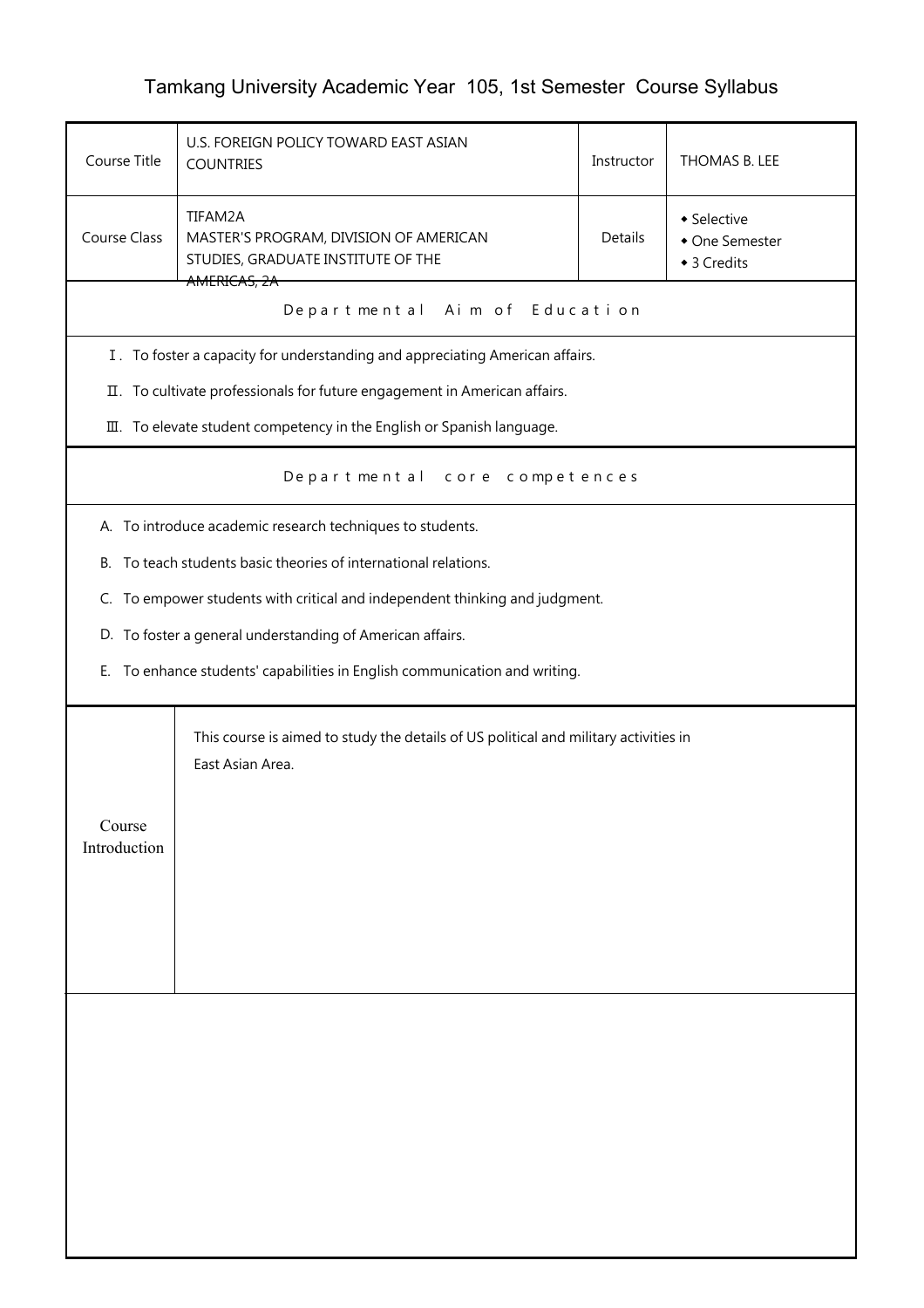# Tamkang University Academic Year 105, 1st Semester Course Syllabus

| Course Title | U.S. FOREIGN POLICY TOWARD EAST ASIAN COUNTRIES | Instructor | THOMAS B. LEE |
|---|---|---|---|
| Course Class | TIFAM2A MASTER'S PROGRAM, DIVISION OF AMERICAN STUDIES, GRADUATE INSTITUTE OF THE AMERICAS, 2A | Details | ◆ Selective ◆ One Semester ◆ 3 Credits |

## Departmental Aim of Education

Ⅰ. To foster a capacity for understanding and appreciating American affairs.

Ⅱ. To cultivate professionals for future engagement in American affairs.

Ⅲ. To elevate student competency in the English or Spanish language.

## Departmental core competences

A. To introduce academic research techniques to students.

B. To teach students basic theories of international relations.

C. To empower students with critical and independent thinking and judgment.

D. To foster a general understanding of American affairs.

E. To enhance students' capabilities in English communication and writing.

## Course Introduction

This course is aimed to study the details of US political and military activities in East Asian Area.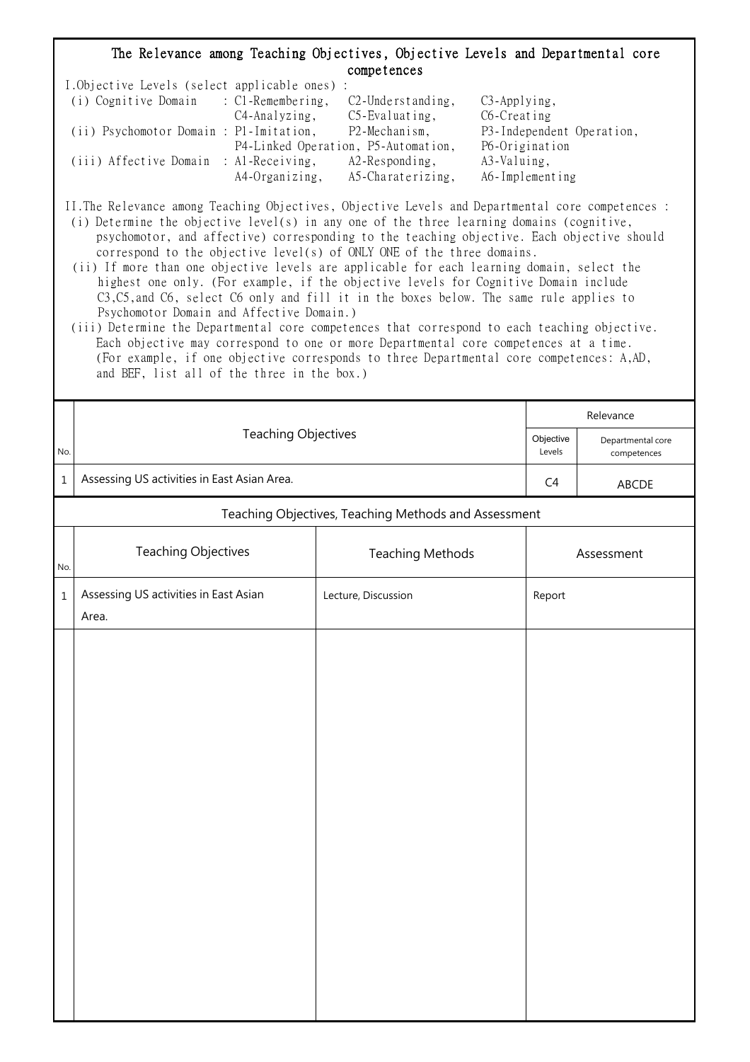# The Relevance among Teaching Objectives, Objective Levels and Departmental core competences

I.Objective Levels (select applicable ones) :

(i) Cognitive Domain : C1-Remembering, C2-Understanding, C3-Applying, C4-Analyzing, C5-Evaluating, C6-Creating

(ii) Psychomotor Domain : P1-Imitation, P2-Mechanism, P3-Independent Operation, P4-Linked Operation, P5-Automation, P6-Origination

(iii) Affective Domain : A1-Receiving, A2-Responding, A3-Valuing, A4-Organizing, A5-Charaterizing, A6-Implementing

II.The Relevance among Teaching Objectives, Objective Levels and Departmental core competences :

(i) Determine the objective level(s) in any one of the three learning domains (cognitive, psychomotor, and affective) corresponding to the teaching objective. Each objective should correspond to the objective level(s) of ONLY ONE of the three domains.

(ii) If more than one objective levels are applicable for each learning domain, select the highest one only. (For example, if the objective levels for Cognitive Domain include C3,C5,and C6, select C6 only and fill it in the boxes below. The same rule applies to Psychomotor Domain and Affective Domain.)

(iii) Determine the Departmental core competences that correspond to each teaching objective. Each objective may correspond to one or more Departmental core competences at a time. (For example, if one objective corresponds to three Departmental core competences: A,AD, and BEF, list all of the three in the box.)

| No. | Teaching Objectives | Relevance | |
|---|---|---|---|
| | | Objective Levels | Departmental core competences |
| 1 | Assessing US activities in East Asian Area. | C4 | ABCDE |

## Teaching Objectives, Teaching Methods and Assessment

| No. | Teaching Objectives | Teaching Methods | Assessment |
|---|---|---|---|
| 1 | Assessing US activities in East Asian Area. | Lecture, Discussion | Report |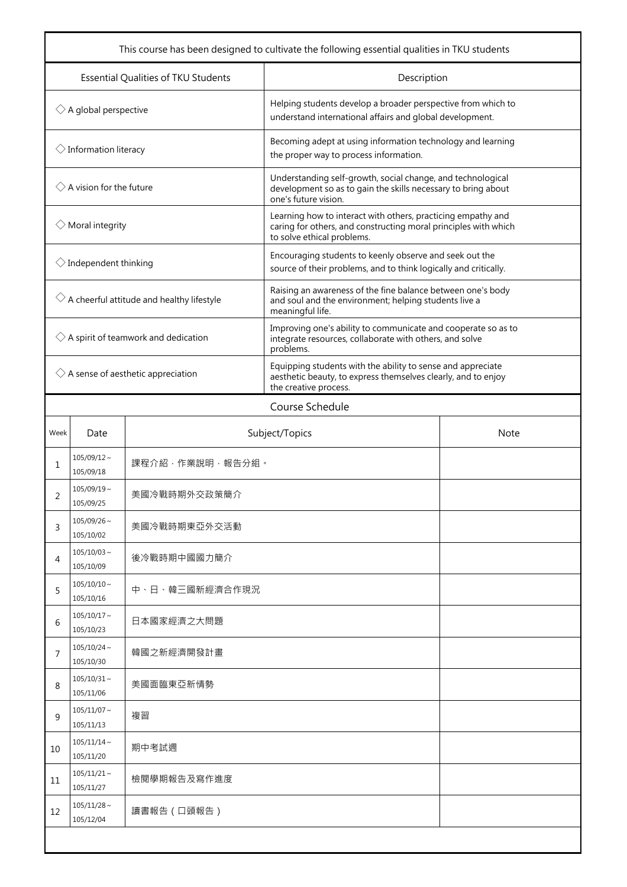| This course has been designed to cultivate the following essential qualities in TKU students | |
|---|---|
| Essential Qualities of TKU Students | Description |
| ◇ A global perspective | Helping students develop a broader perspective from which to understand international affairs and global development. |
| ◇ Information literacy | Becoming adept at using information technology and learning the proper way to process information. |
| ◇ A vision for the future | Understanding self-growth, social change, and technological development so as to gain the skills necessary to bring about one's future vision. |
| ◇ Moral integrity | Learning how to interact with others, practicing empathy and caring for others, and constructing moral principles with which to solve ethical problems. |
| ◇ Independent thinking | Encouraging students to keenly observe and seek out the source of their problems, and to think logically and critically. |
| ◇ A cheerful attitude and healthy lifestyle | Raising an awareness of the fine balance between one's body and soul and the environment; helping students live a meaningful life. |
| ◇ A spirit of teamwork and dedication | Improving one's ability to communicate and cooperate so as to integrate resources, collaborate with others, and solve problems. |
| ◇ A sense of aesthetic appreciation | Equipping students with the ability to sense and appreciate aesthetic beauty, to express themselves clearly, and to enjoy the creative process. |

## Course Schedule

| Week | Date | Subject/Topics | Note |
|---|---|---|---|
| 1 | 105/09/12～105/09/18 | 課程介紹，作業說明，報告分組。 | |
| 2 | 105/09/19～105/09/25 | 美國冷戰時期外交政策簡介 | |
| 3 | 105/09/26～105/10/02 | 美國冷戰時期東亞外交活動 | |
| 4 | 105/10/03～105/10/09 | 後冷戰時期中國國力簡介 | |
| 5 | 105/10/10～105/10/16 | 中、日、韓三國新經濟合作現況 | |
| 6 | 105/10/17～105/10/23 | 日本國家經濟之大問題 | |
| 7 | 105/10/24～105/10/30 | 韓國之新經濟開發計畫 | |
| 8 | 105/10/31～105/11/06 | 美國面臨東亞新情勢 | |
| 9 | 105/11/07～105/11/13 | 複習 | |
| 10 | 105/11/14～105/11/20 | 期中考試週 | |
| 11 | 105/11/21～105/11/27 | 檢閱學期報告及寫作進度 | |
| 12 | 105/11/28～105/12/04 | 讀書報告（口頭報告） | |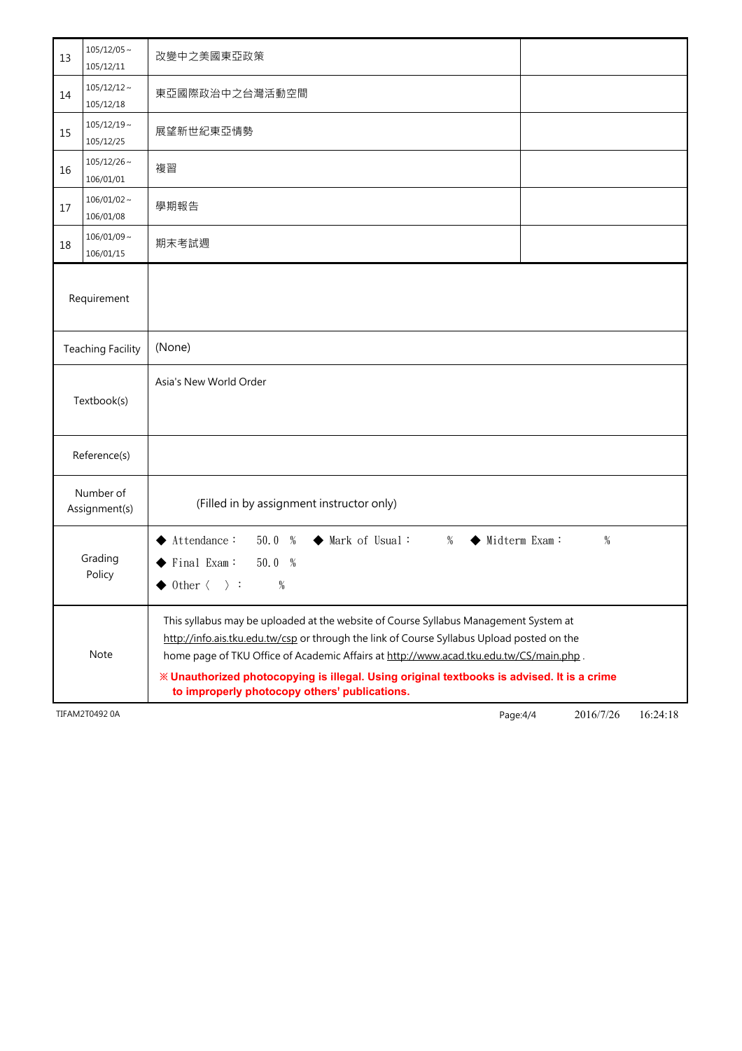| | | | |
|---|---|---|---|
| 13 | 105/12/05～<br>105/12/11 | 改變中之美國東亞政策 | |
| 14 | 105/12/12～<br>105/12/18 | 東亞國際政治中之台灣活動空間 | |
| 15 | 105/12/19～<br>105/12/25 | 展望新世紀東亞情勢 | |
| 16 | 105/12/26～<br>106/01/01 | 複習 | |
| 17 | 106/01/02～<br>106/01/08 | 學期報告 | |
| 18 | 106/01/09～<br>106/01/15 | 期末考試週 | |

| | |
|---|---|
| Requirement | |
| Teaching Facility | (None) |
| Textbook(s) | Asia's New World Order |
| Reference(s) | |
| Number of Assignment(s) | (Filled in by assignment instructor only) |
| Grading Policy | ◆ Attendance： 50.0 ％ ◆ Mark of Usual： ％ ◆ Midterm Exam： ％<br>◆ Final Exam： 50.0 ％<br>◆ Other〈 〉： ％ |
| Note | This syllabus may be uploaded at the website of Course Syllabus Management System at http://info.ais.tku.edu.tw/csp or through the link of Course Syllabus Upload posted on the home page of TKU Office of Academic Affairs at http://www.acad.tku.edu.tw/CS/main.php .<br>**※ Unauthorized photocopying is illegal. Using original textbooks is advised. It is a crime to improperly photocopy others' publications.** |

TIFAM2T0492 0A　　2016/7/26　16:24:18